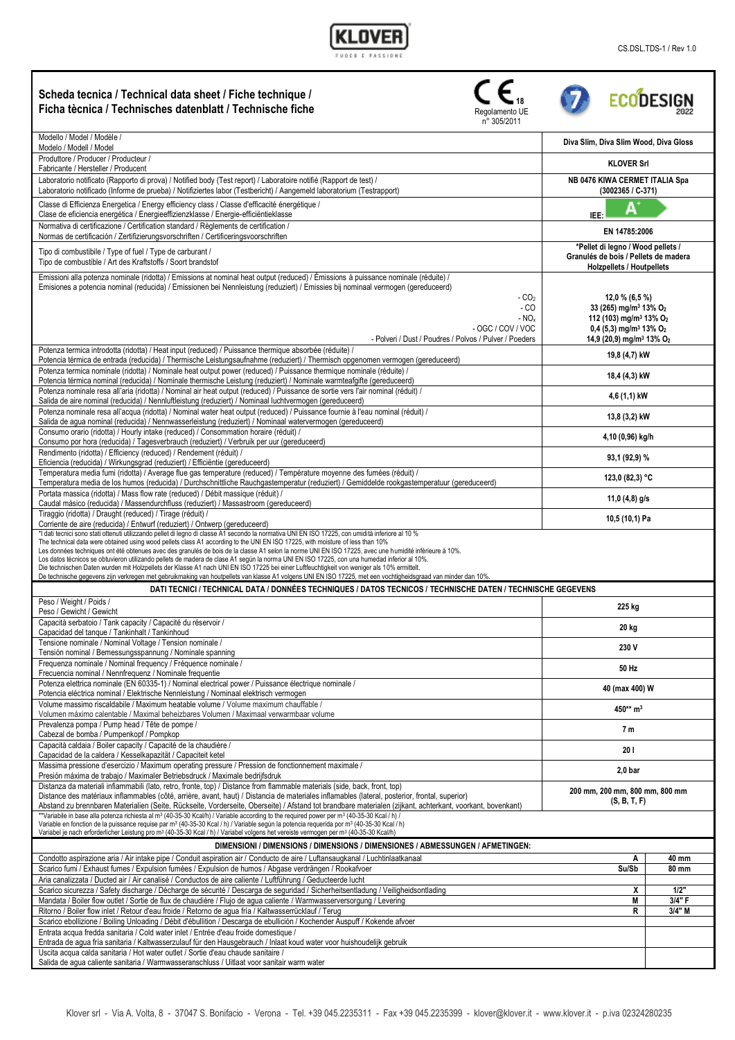## Scheda tecnica / Technical data sheet / Fiche technique / Ficha tècnica / Technisches datenblatt / Technische fiche

CE 18 Regolamento UE n° 305/2011

ECODESIGN 2022

| | |
|---|---|
| Modello / Model / Modèle / Modelo / Modell / Model | Diva Slim, Diva Slim Wood, Diva Gloss |
| Produttore / Producer / Producteur / Fabricante / Hersteller / Producent | KLOVER Srl |
| Laboratorio notificato (Rapporto di prova) / Notified body (Test report) / Laboratoire notifié (Rapport de test) / Laboratorio notificado (Informe de prueba) / Notifiziertes labor (Testbericht) / Aangemeld laboratorium (Testrapport) | NB 0476 KIWA CERMET ITALIA Spa (3002365 / C-371) |
| Classe di Efficienza Energetica / Energy efficiency class / Classe d'efficacité énergétique / Clase de eficiencia energética / Energieeffizienzklasse / Energie-efficiëntieklasse | IEE: A+ |
| Normativa di certificazione / Certification standard / Règlements de certification / Normas de certificación / Zertifizierungsvorschriften / Certificeringsvoorschriften | EN 14785:2006 |
| Tipo di combustibile / Type of fuel / Type de carburant / Tipo de combustible / Art des Kraftstoffs / Soort brandstof | *Pellet di legno / Wood pellets / Granulés de bois / Pellets de madera Holzpellets / Houtpellets |
| Emissioni alla potenza nominale (ridotta) / Emissions at nominal heat output (reduced) / Émissions à puissance nominale (réduite) / Emisiones a potencia nominal (reducida) / Emissionen bei Nennleistung (reduziert) / Emissies bij nominaal vermogen (gereduceerd) | |
| - $CO_2$ | 12,0 % (6,5 %) |
| - CO | 33 (265) mg/m³ 13% $O_2$ |
| - $NO_x$ | 112 (103) mg/m³ 13% $O_2$ |
| - OGC / COV / VOC | 0,4 (5,3) mg/m³ 13% $O_2$ |
| - Polveri / Dust / Poudres / Polvos / Pulver / Poeders | 14,9 (20,9) mg/m³ 13% $O_2$ |
| Potenza termica introdotta (ridotta) / Heat input (reduced) / Puissance thermique absorbée (réduite) / Potencia térmica de entrada (reducida) / Thermische Leistungsaufnahme (reduziert) / Thermisch opgenomen vermogen (gereduceerd) | 19,8 (4,7) kW |
| Potenza termica nominale (ridotta) / Nominale heat output power (reduced) / Puissance thermique nominale (réduite) / Potencia térmica nominal (reducida) / Nominale thermische Leistung (reduziert) / Nominale warmteafgifte (gereduceerd) | 18,4 (4,3) kW |
| Potenza nominale resa all'aria (ridotta) / Nominal air heat output (reduced) / Puissance de sortie vers l'air nominal (réduit) / Salida de aire nominal (reducida) / Nennluftleistung (reduziert) / Nominaal luchtvermogen (gereduceerd) | 4,6 (1,1) kW |
| Potenza nominale resa all'acqua (ridotta) / Nominal water heat output (reduced) / Puissance fournie à l'eau nominal (réduit) / Salida de agua nominal (reducida) / Nennwasserleistung (reduziert) / Nominaal watervermogen (gereduceerd) | 13,8 (3,2) kW |
| Consumo orario (ridotta) / Hourly intake (reduced) / Consommation horaire (réduit) / Consumo por hora (reducida) / Tagesverbrauch (reduziert) / Verbruik per uur (gereduceerd) | 4,10 (0,96) kg/h |
| Rendimento (ridotta) / Efficiency (reduced) / Rendement (réduit) / Eficiencia (reducida) / Wirkungsgrad (reduziert) / Efficiëntie (gereduceerd) | 93,1 (92,9) % |
| Temperatura media fumi (ridotta) / Average flue gas temperature (reduced) / Température moyenne des fumées (réduit) / Temperatura media de los humos (reducida) / Durchschnittliche Rauchgastemperatur (reduziert) / Gemiddelde rookgastemperatuur (gereduceerd) | 123,0 (82,3) °C |
| Portata massica (ridotta) / Mass flow rate (reduced) / Débit massique (réduit) / Caudal másico (reducida) / Massendurchfluss (reduziert) / Massastroom (gereduceerd) | 11,0 (4,8) g/s |
| Tiraggio (ridotta) / Draught (reduced) / Tirage (réduit) / Corriente de aire (reducida) / Entwurf (reduziert) / Ontwerp (gereduceerd) | 10,5 (10,1) Pa |

*I dati tecnici sono stati ottenuti utilizzando pellet di legno di classe A1 secondo la normativa UNI EN ISO 17225, con umidità inferiore al 10 %
The technical data were obtained using wood pellets class A1 according to the UNI EN ISO 17225, with moisture of less than 10%
Les données techniques ont été obtenues avec des granulés de bois de la classe A1 selon la norme UNI EN ISO 17225, avec une humidité inférieure à 10%.
Los datos técnicos se obtuvieron utilizando pellets de madera de clase A1 según la norma UNI EN ISO 17225, con una humedad inferior al 10%.
Die technischen Daten wurden mit Holzpellets der Klasse A1 nach UNI EN ISO 17225 bei einer Luftfeuchtigkeit von weniger als 10% ermittelt.
De technische gegevens zijn verkregen met gebruikmaking van houtpellets van klasse A1 volgens UNI EN ISO 17225, met een vochtigheidsgraad van minder dan 10%.

### DATI TECNICI / TECHNICAL DATA / DONNÉES TECHNIQUES / DATOS TECNICOS / TECHNISCHE DATEN / TECHNISCHE GEGEVENS

| | |
|---|---|
| Peso / Weight / Poids / Peso / Gewicht / Gewicht | 225 kg |
| Capacità serbatoio / Tank capacity / Capacité du réservoir / Capacidad del tanque / Tankinhalt / Tankinhoud | 20 kg |
| Tensione nominale / Nominal Voltage / Tension nominale / Tensión nominal / Bemessungsspannung / Nominale spanning | 230 V |
| Frequenza nominale / Nominal frequency / Fréquence nominale / Frecuencia nominal / Nennfrequenz / Nominale frequentie | 50 Hz |
| Potenza elettrica nominale (EN 60335-1) / Nominal electrical power / Puissance électrique nominale / Potencia eléctrica nominal / Elektrische Nennleistung / Nominaal elektrisch vermogen | 40 (max 400) W |
| Volume massimo riscaldabile / Maximum heatable volume / Volume maximum chauffable / Volumen máximo calentable / Maximal beheizbares Volumen / Maximaal verwarmbaar volume | 450** m³ |
| Prevalenza pompa / Pump head / Tête de pompe / Cabezal de bomba / Pumpenkopf / Pompkop | 7 m |
| Capacità caldaia / Boiler capacity / Capacité de la chaudière / Capacidad de la caldera / Kesselkapazität / Capaciteit ketel | 20 l |
| Massima pressione d'esercizio / Maximum operating pressure / Pression de fonctionnement maximale / Presión máxima de trabajo / Maximaler Betriebsdruck / Maximale bedrijfsdruk | 2,0 bar |
| Distanza da materiali infiammabili (lato, retro, fronte, top) / Distance from flammable materials (side, back, front, top) / Distance des matériaux inflammables (côté, arrière, avant, haut) / Distancia de materiales inflamables (lateral, posterior, frontal, superior) / Abstand zu brennbaren Materialien (Seite, Rückseite, Vorderseite, Oberseite) / Afstand tot brandbare materialen (zijkant, achterkant, voorkant, bovenkant) | 200 mm, 200 mm, 800 mm, 800 mm (S, B, T, F) |

**Variabile in base alla potenza richiesta al m³ (40-35-30 Kcal/h) / Variable according to the required power per m³ (40-35-30 Kcal / h) /
Variable en fonction de la puissance requise par m³ (40-35-30 Kcal / h) / Variable según la potencia requerida por m³ (40-35-30 Kcal / h)
Variabel je nach erforderlicher Leistung pro m³ (40-35-30 Kcal / h) / Variabel volgens het vereiste vermogen per m³ (40-35-30 Kcal/h)

### DIMENSIONI / DIMENSIONS / DIMENSIONS / DIMENSIONES / ABMESSUNGEN / AFMETINGEN:

| | | |
|---|---|---|
| Condotto aspirazione aria / Air intake pipe / Conduit aspiration d'air / Conducto de aire / Luftansaugkanal / Luchtinlaatkanaal | A | 40 mm |
| Scarico fumi / Exhaust fumes / Expulsion fumées / Expulsion de humos / Abgase verdrängen / Rookafvoer | Su/Sb | 80 mm |
| Aria canalizzata / Ducted air / Air canalisé / Conductos de aire caliente / Luftführung / Geducteerde lucht | | |
| Scarico sicurezza / Safety discharge / Décharge de sécurité / Descarga de seguridad / Sicherheitsentladung / Veiligheidsontlading | X | 1/2" |
| Mandata / Boiler flow outlet / Sortie de flux de chaudière / Flujo de agua caliente / Warmwasserversorgung / Levering | M | 3/4" F |
| Ritorno / Boiler flow inlet / Retour d'eau froide / Retorno de agua fría / Kaltwasserrücklauf / Terug | R | 3/4" M |
| Scarico ebollizione / Boiling Unloading / Débit d'ébullition / Descarga de ebullición / Kochender Auspuff / Kokende afvoer | | |
| Entrata acqua fredda sanitaria / Cold water inlet / Entrée d'eau froide domestique / Entrada de agua fría sanitaria / Kaltwasserzulauf für den Hausgebrauch / Inlaat koud water voor huishoudelijk gebruik | | |
| Uscita acqua calda sanitaria / Hot water outlet / Sortie d'eau chaude sanitaire / Salida de agua caliente sanitaria / Warmwasseranschluss / Uitlaat voor sanitair warm water | | |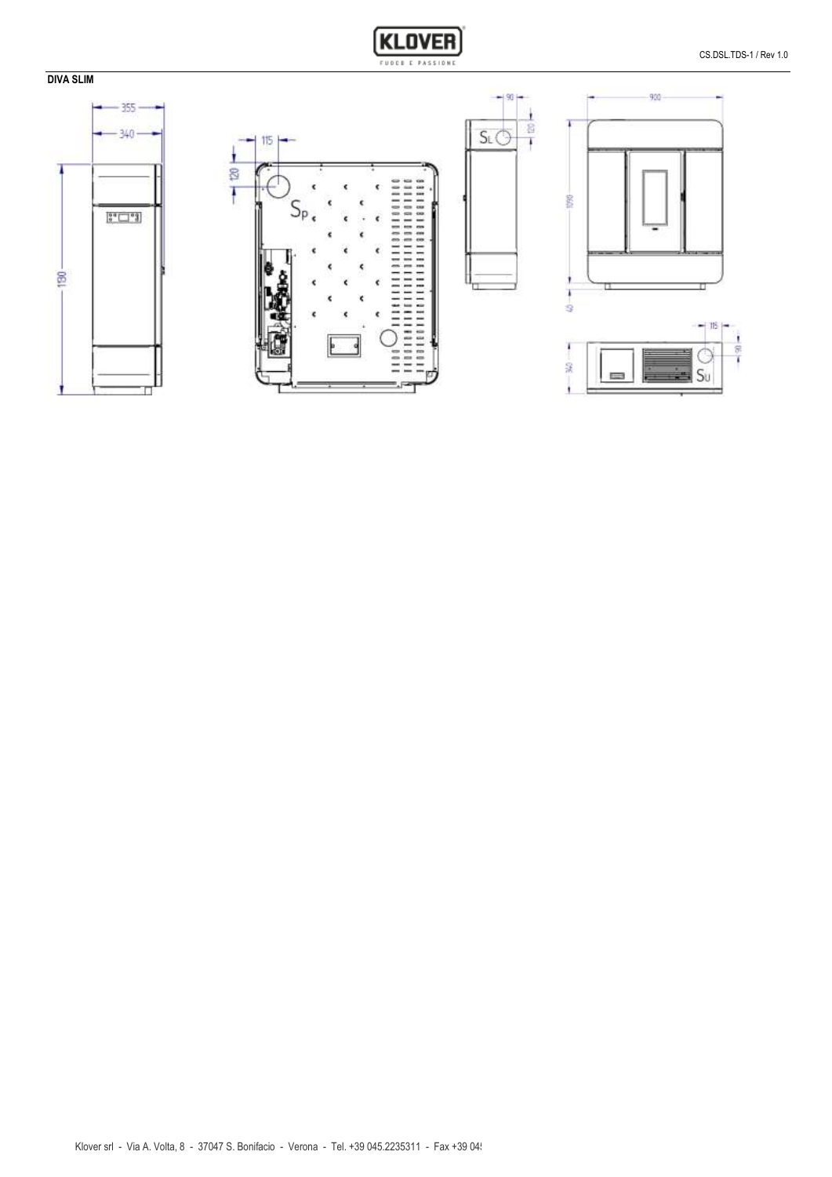**DIVA SLIM**

355

340

1190

115

120

$S_P$

90

120

$S_L$

900

1090

40

115

90

340

$S_U$